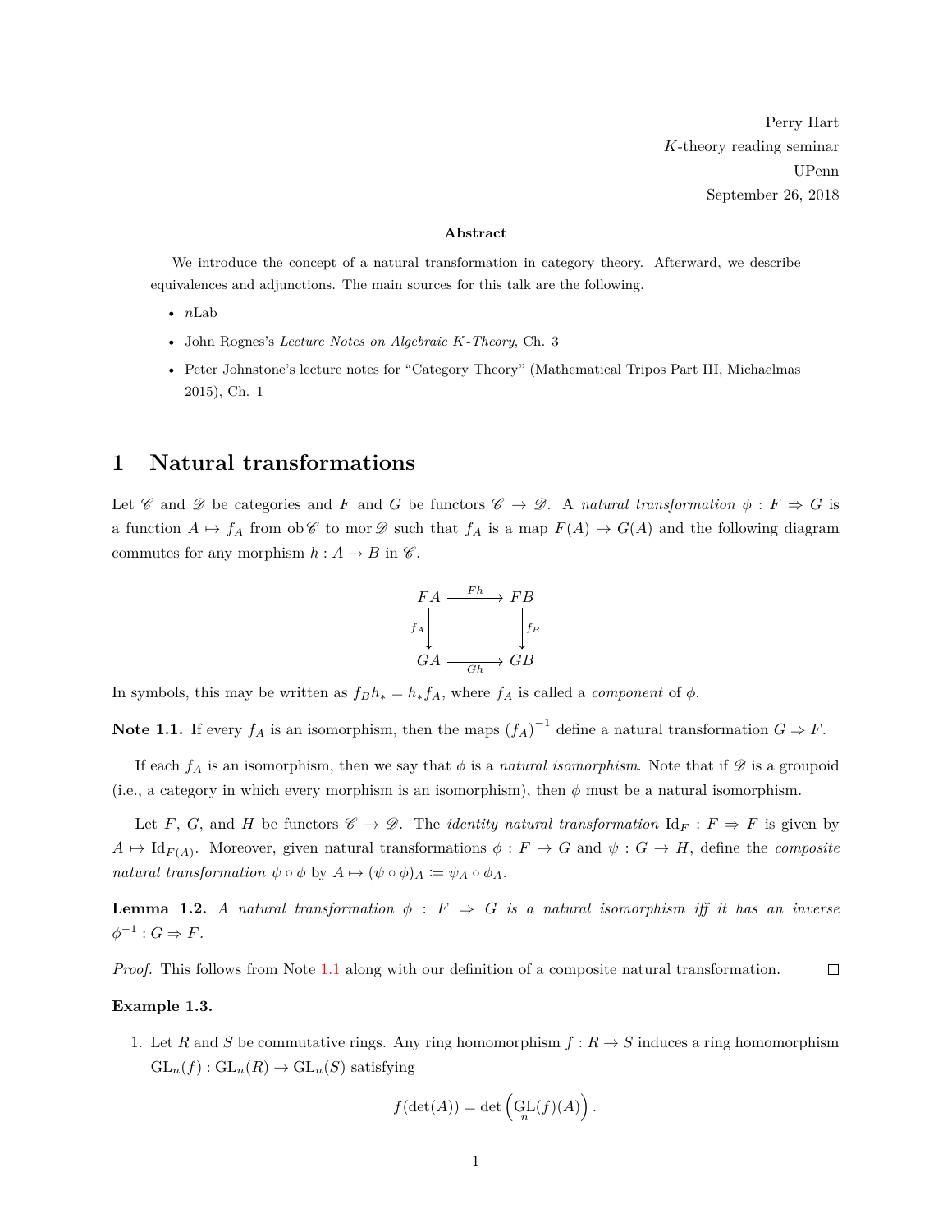Perry Hart
$K$-theory reading seminar
UPenn
September 26, 2018

**Abstract**

We introduce the concept of a natural transformation in category theory. Afterward, we describe equivalences and adjunctions. The main sources for this talk are the following.

- *n*Lab
- John Rognes's *Lecture Notes on Algebraic K-Theory*, Ch. 3
- Peter Johnstone's lecture notes for "Category Theory" (Mathematical Tripos Part III, Michaelmas 2015), Ch. 1

# 1 Natural transformations

Let $\mathscr{C}$ and $\mathscr{D}$ be categories and $F$ and $G$ be functors $\mathscr{C} \to \mathscr{D}$. A *natural transformation* $\phi : F \Rightarrow G$ is a function $A \mapsto f_A$ from $\operatorname{ob}\mathscr{C}$ to $\operatorname{mor}\mathscr{D}$ such that $f_A$ is a map $F(A) \to G(A)$ and the following diagram commutes for any morphism $h : A \to B$ in $\mathscr{C}$.

$$\begin{array}{ccc} FA & \xrightarrow{Fh} & FB \\ {\scriptstyle f_A}\downarrow & & \downarrow{\scriptstyle f_B} \\ GA & \xrightarrow[Gh]{} & GB \end{array}$$

In symbols, this may be written as $f_B h_* = h_* f_A$, where $f_A$ is called a *component* of $\phi$.

**Note 1.1.** If every $f_A$ is an isomorphism, then the maps $(f_A)^{-1}$ define a natural transformation $G \Rightarrow F$.

If each $f_A$ is an isomorphism, then we say that $\phi$ is a *natural isomorphism*. Note that if $\mathscr{D}$ is a groupoid (i.e., a category in which every morphism is an isomorphism), then $\phi$ must be a natural isomorphism.

Let $F$, $G$, and $H$ be functors $\mathscr{C} \to \mathscr{D}$. The *identity natural transformation* $\mathrm{Id}_F : F \Rightarrow F$ is given by $A \mapsto \mathrm{Id}_{F(A)}$. Moreover, given natural transformations $\phi : F \to G$ and $\psi : G \to H$, define the *composite natural transformation* $\psi \circ \phi$ by $A \mapsto (\psi \circ \phi)_A := \psi_A \circ \phi_A$.

**Lemma 1.2.** *A natural transformation $\phi : F \Rightarrow G$ is a natural isomorphism iff it has an inverse $\phi^{-1} : G \Rightarrow F$.*

*Proof.* This follows from Note 1.1 along with our definition of a composite natural transformation. □

**Example 1.3.**

1. Let $R$ and $S$ be commutative rings. Any ring homomorphism $f : R \to S$ induces a ring homomorphism $\mathrm{GL}_n(f) : \mathrm{GL}_n(R) \to \mathrm{GL}_n(S)$ satisfying

$$f(\det(A)) = \det\left(\operatorname*{GL}_n(f)(A)\right).$$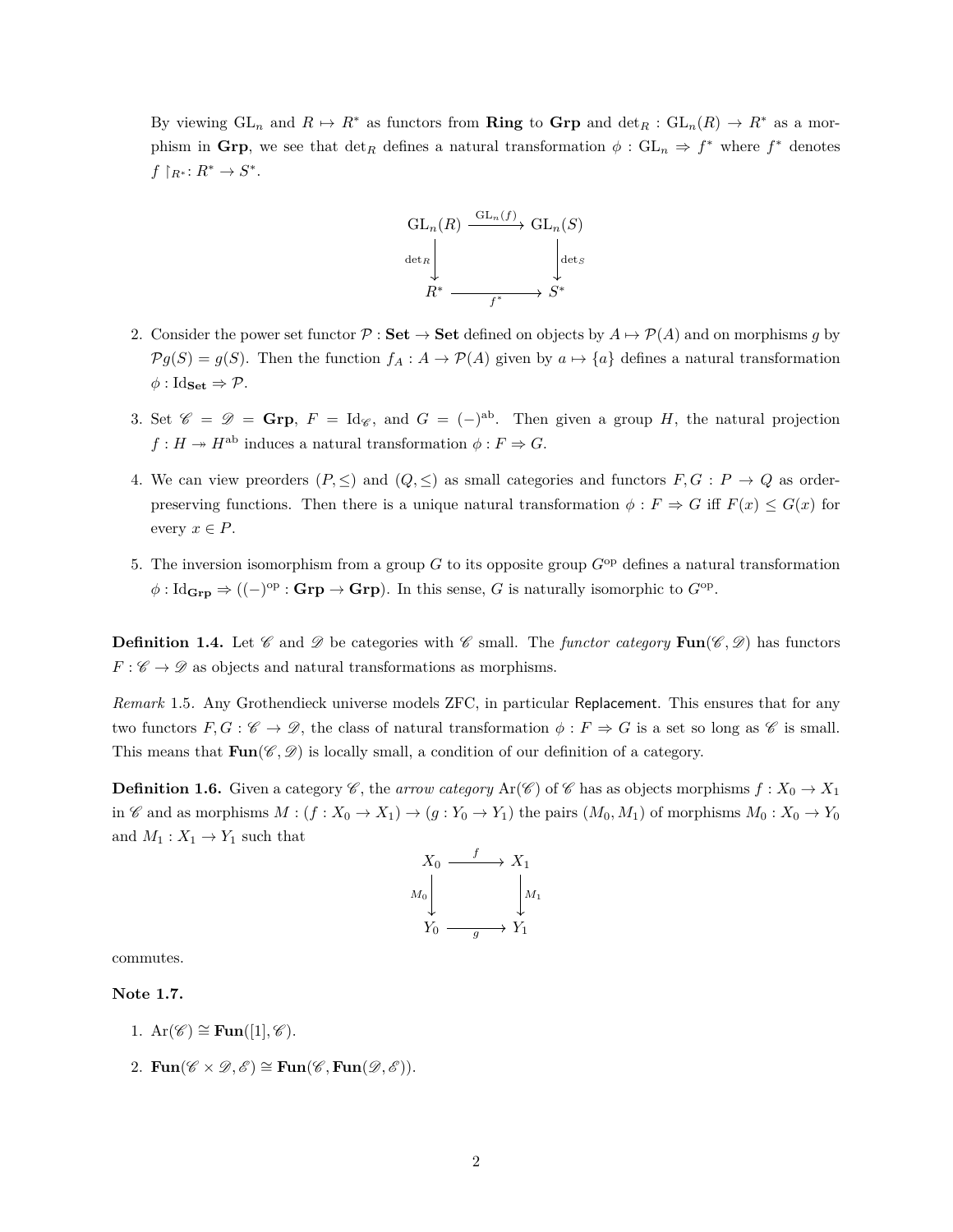By viewing $\mathrm{GL}_n$ and $R \mapsto R^*$ as functors from **Ring** to **Grp** and $\det_R : \mathrm{GL}_n(R) \to R^*$ as a morphism in **Grp**, we see that $\det_R$ defines a natural transformation $\phi : \mathrm{GL}_n \Rightarrow f^*$ where $f^*$ denotes $f \upharpoonright_{R^*} : R^* \to S^*$.

$$
\begin{array}{ccc}
\mathrm{GL}_n(R) & \xrightarrow{\mathrm{GL}_n(f)} & \mathrm{GL}_n(S) \\
\downarrow {\scriptstyle \det_R} & & \downarrow {\scriptstyle \det_S} \\
R^* & \xrightarrow[f^*]{} & S^*
\end{array}
$$

2. Consider the power set functor $\mathcal{P} : \mathbf{Set} \to \mathbf{Set}$ defined on objects by $A \mapsto \mathcal{P}(A)$ and on morphisms $g$ by $\mathcal{P}g(S) = g(S)$. Then the function $f_A : A \to \mathcal{P}(A)$ given by $a \mapsto \{a\}$ defines a natural transformation $\phi : \mathrm{Id}_{\mathbf{Set}} \Rightarrow \mathcal{P}$.

3. Set $\mathscr{C} = \mathscr{D} = \mathbf{Grp}$, $F = \mathrm{Id}_{\mathscr{C}}$, and $G = (-)^{\mathrm{ab}}$. Then given a group $H$, the natural projection $f : H \twoheadrightarrow H^{\mathrm{ab}}$ induces a natural transformation $\phi : F \Rightarrow G$.

4. We can view preorders $(P, \leq)$ and $(Q, \leq)$ as small categories and functors $F, G : P \to Q$ as order-preserving functions. Then there is a unique natural transformation $\phi : F \Rightarrow G$ iff $F(x) \leq G(x)$ for every $x \in P$.

5. The inversion isomorphism from a group $G$ to its opposite group $G^{\mathrm{op}}$ defines a natural transformation $\phi : \mathrm{Id}_{\mathbf{Grp}} \Rightarrow ((-)^{\mathrm{op}} : \mathbf{Grp} \to \mathbf{Grp})$. In this sense, $G$ is naturally isomorphic to $G^{\mathrm{op}}$.

**Definition 1.4.** Let $\mathscr{C}$ and $\mathscr{D}$ be categories with $\mathscr{C}$ small. The *functor category* $\mathbf{Fun}(\mathscr{C}, \mathscr{D})$ has functors $F : \mathscr{C} \to \mathscr{D}$ as objects and natural transformations as morphisms.

*Remark* 1.5. Any Grothendieck universe models ZFC, in particular Replacement. This ensures that for any two functors $F, G : \mathscr{C} \to \mathscr{D}$, the class of natural transformation $\phi : F \Rightarrow G$ is a set so long as $\mathscr{C}$ is small. This means that $\mathbf{Fun}(\mathscr{C}, \mathscr{D})$ is locally small, a condition of our definition of a category.

**Definition 1.6.** Given a category $\mathscr{C}$, the *arrow category* $\mathrm{Ar}(\mathscr{C})$ of $\mathscr{C}$ has as objects morphisms $f : X_0 \to X_1$ in $\mathscr{C}$ and as morphisms $M : (f : X_0 \to X_1) \to (g : Y_0 \to Y_1)$ the pairs $(M_0, M_1)$ of morphisms $M_0 : X_0 \to Y_0$ and $M_1 : X_1 \to Y_1$ such that

$$
\begin{array}{ccc}
X_0 & \xrightarrow{f} & X_1 \\
\downarrow {\scriptstyle M_0} & & \downarrow {\scriptstyle M_1} \\
Y_0 & \xrightarrow[g]{} & Y_1
\end{array}
$$

commutes.

**Note 1.7.**

1. $\mathrm{Ar}(\mathscr{C}) \cong \mathbf{Fun}([1], \mathscr{C})$.
2. $\mathbf{Fun}(\mathscr{C} \times \mathscr{D}, \mathscr{E}) \cong \mathbf{Fun}(\mathscr{C}, \mathbf{Fun}(\mathscr{D}, \mathscr{E}))$.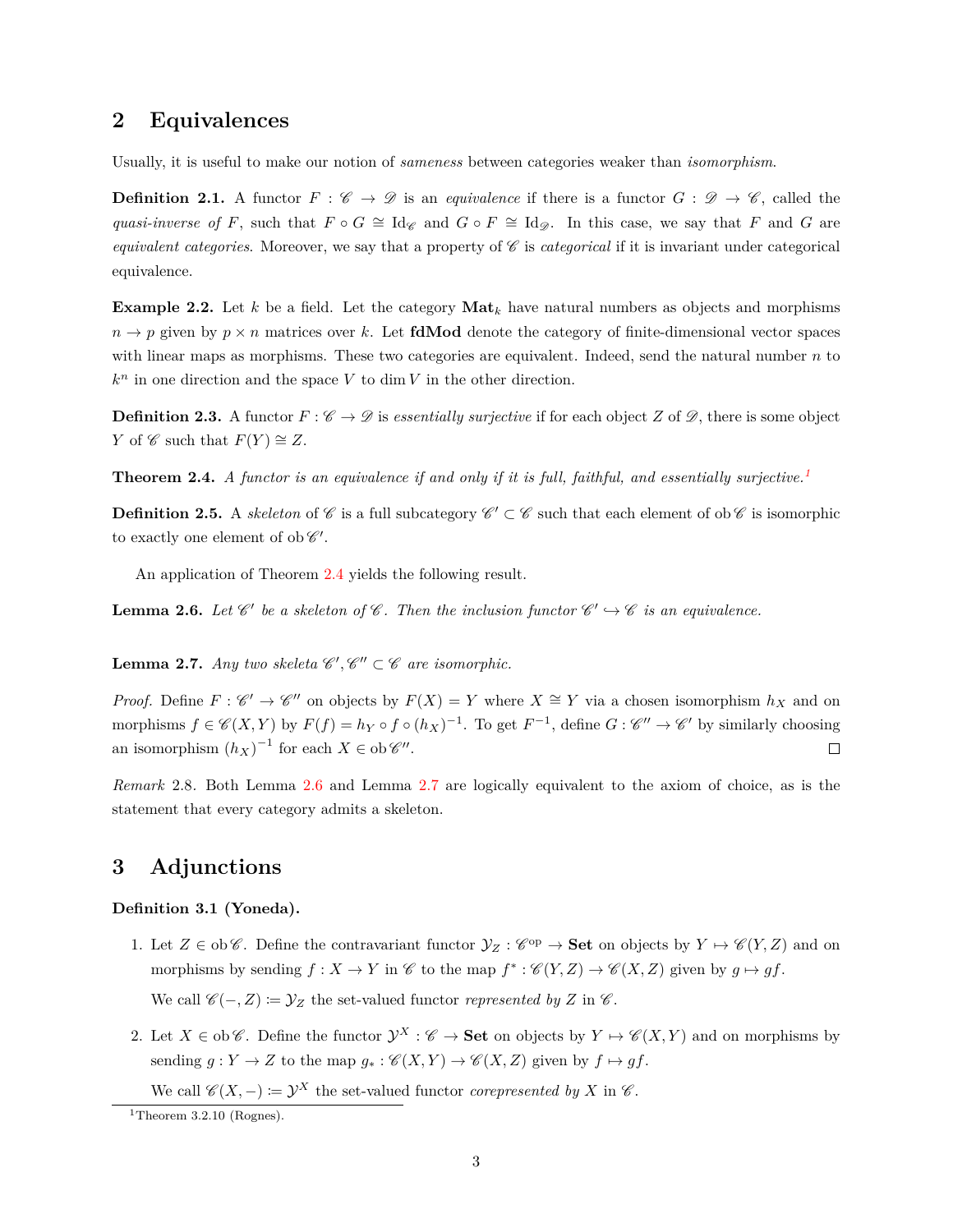## 2 Equivalences

Usually, it is useful to make our notion of *sameness* between categories weaker than *isomorphism*.

**Definition 2.1.** A functor $F : \mathscr{C} \to \mathscr{D}$ is an *equivalence* if there is a functor $G : \mathscr{D} \to \mathscr{C}$, called the *quasi-inverse of* $F$, such that $F \circ G \cong \mathrm{Id}_{\mathscr{C}}$ and $G \circ F \cong \mathrm{Id}_{\mathscr{D}}$. In this case, we say that $F$ and $G$ are *equivalent categories*. Moreover, we say that a property of $\mathscr{C}$ is *categorical* if it is invariant under categorical equivalence.

**Example 2.2.** Let $k$ be a field. Let the category $\mathbf{Mat}_k$ have natural numbers as objects and morphisms $n \to p$ given by $p \times n$ matrices over $k$. Let **fdMod** denote the category of finite-dimensional vector spaces with linear maps as morphisms. These two categories are equivalent. Indeed, send the natural number $n$ to $k^n$ in one direction and the space $V$ to $\dim V$ in the other direction.

**Definition 2.3.** A functor $F : \mathscr{C} \to \mathscr{D}$ is *essentially surjective* if for each object $Z$ of $\mathscr{D}$, there is some object $Y$ of $\mathscr{C}$ such that $F(Y) \cong Z$.

**Theorem 2.4.** *A functor is an equivalence if and only if it is full, faithful, and essentially surjective.*[1]

**Definition 2.5.** A *skeleton* of $\mathscr{C}$ is a full subcategory $\mathscr{C}' \subset \mathscr{C}$ such that each element of $\operatorname{ob}\mathscr{C}$ is isomorphic to exactly one element of $\operatorname{ob}\mathscr{C}'$.

An application of Theorem 2.4 yields the following result.

**Lemma 2.6.** *Let $\mathscr{C}'$ be a skeleton of $\mathscr{C}$. Then the inclusion functor $\mathscr{C}' \hookrightarrow \mathscr{C}$ is an equivalence.*

**Lemma 2.7.** *Any two skeleta $\mathscr{C}', \mathscr{C}'' \subset \mathscr{C}$ are isomorphic.*

*Proof.* Define $F : \mathscr{C}' \to \mathscr{C}''$ on objects by $F(X) = Y$ where $X \cong Y$ via a chosen isomorphism $h_X$ and on morphisms $f \in \mathscr{C}(X, Y)$ by $F(f) = h_Y \circ f \circ (h_X)^{-1}$. To get $F^{-1}$, define $G : \mathscr{C}'' \to \mathscr{C}'$ by similarly choosing an isomorphism $(h_X)^{-1}$ for each $X \in \operatorname{ob}\mathscr{C}''$. □

*Remark* 2.8. Both Lemma 2.6 and Lemma 2.7 are logically equivalent to the axiom of choice, as is the statement that every category admits a skeleton.

## 3 Adjunctions

**Definition 3.1 (Yoneda).**

1. Let $Z \in \operatorname{ob}\mathscr{C}$. Define the contravariant functor $\mathcal{Y}_Z : \mathscr{C}^{\mathrm{op}} \to \mathbf{Set}$ on objects by $Y \mapsto \mathscr{C}(Y, Z)$ and on morphisms by sending $f : X \to Y$ in $\mathscr{C}$ to the map $f^* : \mathscr{C}(Y, Z) \to \mathscr{C}(X, Z)$ given by $g \mapsto gf$.

   We call $\mathscr{C}(-, Z) \coloneqq \mathcal{Y}_Z$ the set-valued functor *represented by* $Z$ in $\mathscr{C}$.

2. Let $X \in \operatorname{ob}\mathscr{C}$. Define the functor $\mathcal{Y}^X : \mathscr{C} \to \mathbf{Set}$ on objects by $Y \mapsto \mathscr{C}(X, Y)$ and on morphisms by sending $g : Y \to Z$ to the map $g_* : \mathscr{C}(X, Y) \to \mathscr{C}(X, Z)$ given by $f \mapsto gf$.

   We call $\mathscr{C}(X, -) \coloneqq \mathcal{Y}^X$ the set-valued functor *corepresented by* $X$ in $\mathscr{C}$.

[1] Theorem 3.2.10 (Rognes).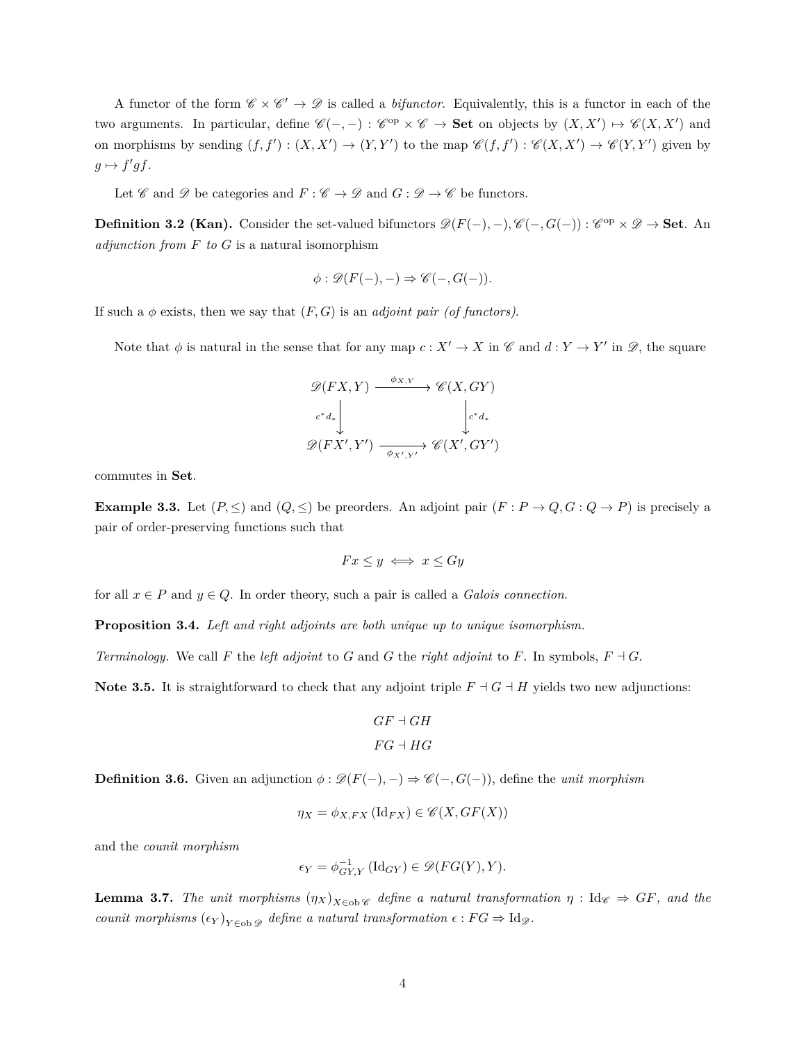A functor of the form $\mathscr{C} \times \mathscr{C}' \to \mathscr{D}$ is called a *bifunctor*. Equivalently, this is a functor in each of the two arguments. In particular, define $\mathscr{C}(-,-) : \mathscr{C}^{\mathrm{op}} \times \mathscr{C} \to \mathbf{Set}$ on objects by $(X, X') \mapsto \mathscr{C}(X, X')$ and on morphisms by sending $(f, f') : (X, X') \to (Y, Y')$ to the map $\mathscr{C}(f, f') : \mathscr{C}(X, X') \to \mathscr{C}(Y, Y')$ given by $g \mapsto f'gf$.

Let $\mathscr{C}$ and $\mathscr{D}$ be categories and $F : \mathscr{C} \to \mathscr{D}$ and $G : \mathscr{D} \to \mathscr{C}$ be functors.

**Definition 3.2 (Kan).** Consider the set-valued bifunctors $\mathscr{D}(F(-), -), \mathscr{C}(-, G(-)) : \mathscr{C}^{\mathrm{op}} \times \mathscr{D} \to \mathbf{Set}$. An *adjunction from $F$ to $G$* is a natural isomorphism

$$\phi : \mathscr{D}(F(-), -) \Rightarrow \mathscr{C}(-, G(-)).$$

If such a $\phi$ exists, then we say that $(F, G)$ is an *adjoint pair (of functors)*.

Note that $\phi$ is natural in the sense that for any map $c : X' \to X$ in $\mathscr{C}$ and $d : Y \to Y'$ in $\mathscr{D}$, the square

$$\begin{array}{ccc} \mathscr{D}(FX, Y) & \xrightarrow{\phi_{X,Y}} & \mathscr{C}(X, GY) \\ \downarrow{\scriptstyle c^* d_*} & & \downarrow{\scriptstyle c^* d_*} \\ \mathscr{D}(FX', Y') & \xrightarrow[\phi_{X',Y'}]{} & \mathscr{C}(X', GY') \end{array}$$

commutes in $\mathbf{Set}$.

**Example 3.3.** Let $(P, \leq)$ and $(Q, \leq)$ be preorders. An adjoint pair $(F : P \to Q, G : Q \to P)$ is precisely a pair of order-preserving functions such that

$$Fx \leq y \iff x \leq Gy$$

for all $x \in P$ and $y \in Q$. In order theory, such a pair is called a *Galois connection*.

**Proposition 3.4.** *Left and right adjoints are both unique up to unique isomorphism.*

*Terminology.* We call $F$ the *left adjoint* to $G$ and $G$ the *right adjoint* to $F$. In symbols, $F \dashv G$.

**Note 3.5.** It is straightforward to check that any adjoint triple $F \dashv G \dashv H$ yields two new adjunctions:

$$GF \dashv GH$$
$$FG \dashv HG$$

**Definition 3.6.** Given an adjunction $\phi : \mathscr{D}(F(-), -) \Rightarrow \mathscr{C}(-, G(-))$, define the *unit morphism*

$$\eta_X = \phi_{X,FX}\left(\mathrm{Id}_{FX}\right) \in \mathscr{C}(X, GF(X))$$

and the *counit morphism*

$$\epsilon_Y = \phi^{-1}_{GY,Y}\left(\mathrm{Id}_{GY}\right) \in \mathscr{D}(FG(Y), Y).$$

**Lemma 3.7.** *The unit morphisms $(\eta_X)_{X \in \mathrm{ob}\,\mathscr{C}}$ define a natural transformation $\eta : \mathrm{Id}_{\mathscr{C}} \Rightarrow GF$, and the counit morphisms $(\epsilon_Y)_{Y \in \mathrm{ob}\,\mathscr{D}}$ define a natural transformation $\epsilon : FG \Rightarrow \mathrm{Id}_{\mathscr{D}}$.*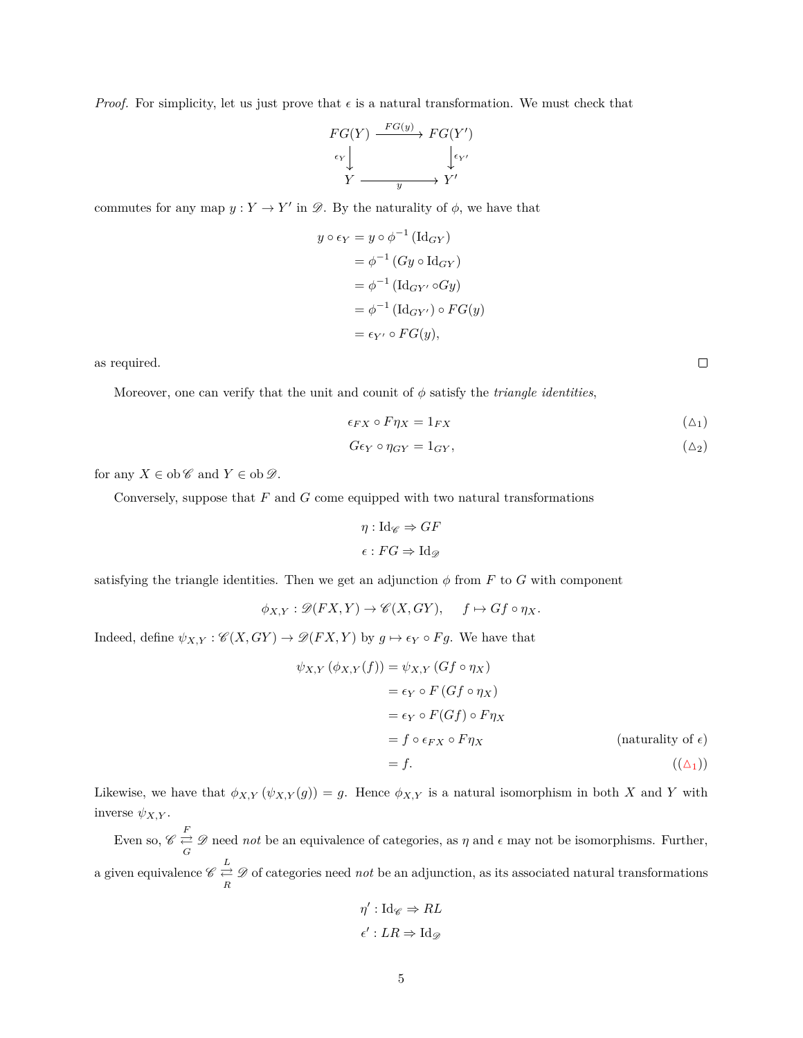*Proof.* For simplicity, let us just prove that $\epsilon$ is a natural transformation. We must check that

$$\begin{array}{ccc} FG(Y) & \xrightarrow{FG(y)} & FG(Y') \\ {\scriptstyle \epsilon_Y}\downarrow & & \downarrow{\scriptstyle \epsilon_{Y'}} \\ Y & \xrightarrow[y]{} & Y' \end{array}$$

commutes for any map $y : Y \to Y'$ in $\mathscr{D}$. By the naturality of $\phi$, we have that

$$\begin{aligned} y \circ \epsilon_Y &= y \circ \phi^{-1}\left(\mathrm{Id}_{GY}\right) \\ &= \phi^{-1}\left(Gy \circ \mathrm{Id}_{GY}\right) \\ &= \phi^{-1}\left(\mathrm{Id}_{GY'} \circ Gy\right) \\ &= \phi^{-1}\left(\mathrm{Id}_{GY'}\right) \circ FG(y) \\ &= \epsilon_{Y'} \circ FG(y), \end{aligned}$$

as required. $\square$

Moreover, one can verify that the unit and counit of $\phi$ satisfy the *triangle identities*,

$$\epsilon_{FX} \circ F\eta_X = 1_{FX} \tag{$\triangle_1$}$$

$$G\epsilon_Y \circ \eta_{GY} = 1_{GY}, \tag{$\triangle_2$}$$

for any $X \in \operatorname{ob} \mathscr{C}$ and $Y \in \operatorname{ob} \mathscr{D}$.

Conversely, suppose that $F$ and $G$ come equipped with two natural transformations

$$\eta : \mathrm{Id}_{\mathscr{C}} \Rightarrow GF$$
$$\epsilon : FG \Rightarrow \mathrm{Id}_{\mathscr{D}}$$

satisfying the triangle identities. Then we get an adjunction $\phi$ from $F$ to $G$ with component

$$\phi_{X,Y} : \mathscr{D}(FX, Y) \to \mathscr{C}(X, GY), \qquad f \mapsto Gf \circ \eta_X.$$

Indeed, define $\psi_{X,Y} : \mathscr{C}(X, GY) \to \mathscr{D}(FX, Y)$ by $g \mapsto \epsilon_Y \circ Fg$. We have that

$$\begin{aligned} \psi_{X,Y}\left(\phi_{X,Y}(f)\right) &= \psi_{X,Y}\left(Gf \circ \eta_X\right) \\ &= \epsilon_Y \circ F\left(Gf \circ \eta_X\right) \\ &= \epsilon_Y \circ F(Gf) \circ F\eta_X \\ &= f \circ \epsilon_{FX} \circ F\eta_X && \text{(naturality of } \epsilon) \\ &= f. && ((\triangle_1)) \end{aligned}$$

Likewise, we have that $\phi_{X,Y}\left(\psi_{X,Y}(g)\right) = g$. Hence $\phi_{X,Y}$ is a natural isomorphism in both $X$ and $Y$ with inverse $\psi_{X,Y}$.

Even so, $\mathscr{C} \underset{G}{\overset{F}{\rightleftarrows}} \mathscr{D}$ need *not* be an equivalence of categories, as $\eta$ and $\epsilon$ may not be isomorphisms. Further, a given equivalence $\mathscr{C} \underset{R}{\overset{L}{\rightleftarrows}} \mathscr{D}$ of categories need *not* be an adjunction, as its associated natural transformations

$$\eta' : \mathrm{Id}_{\mathscr{C}} \Rightarrow RL$$
$$\epsilon' : LR \Rightarrow \mathrm{Id}_{\mathscr{D}}$$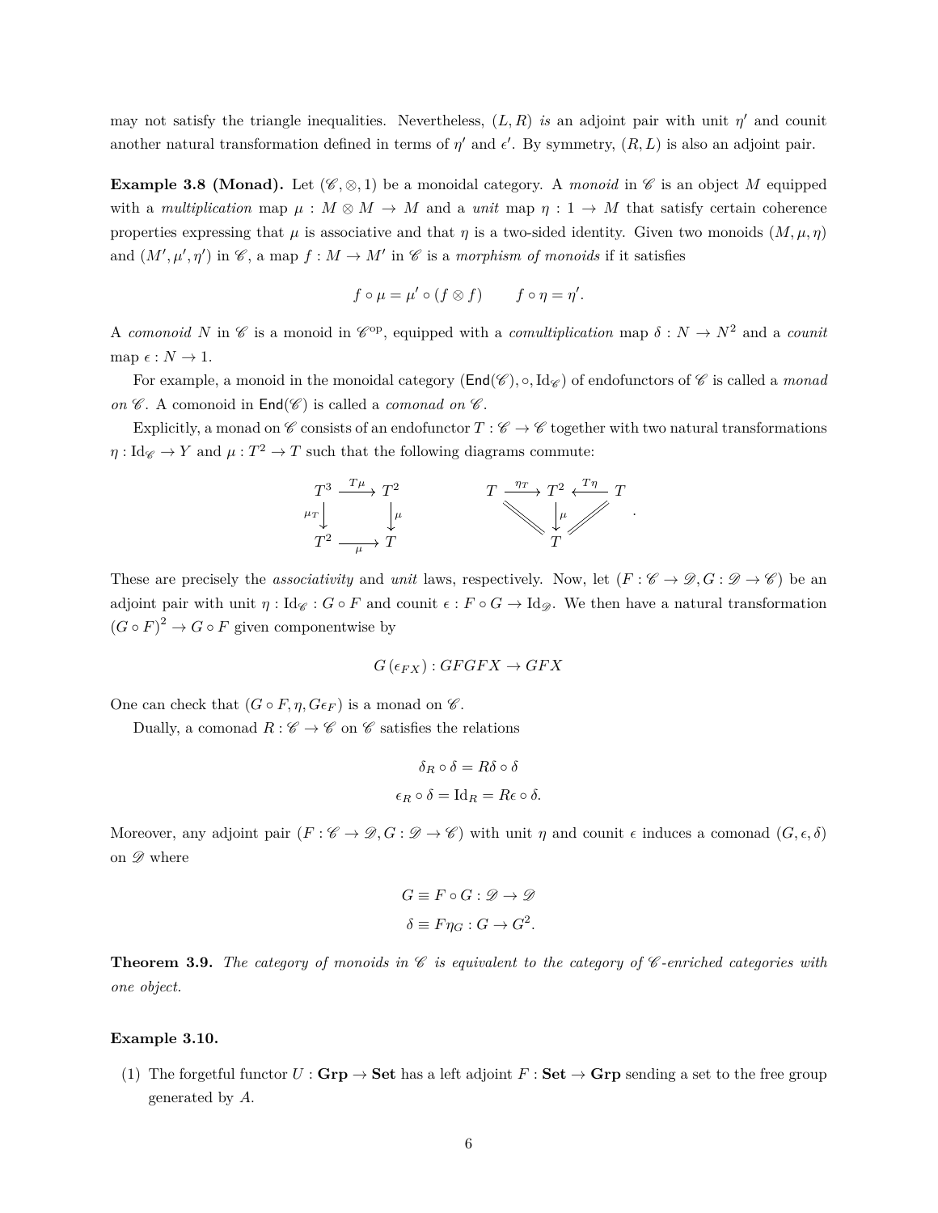may not satisfy the triangle inequalities. Nevertheless, $(L, R)$ *is* an adjoint pair with unit $\eta'$ and counit another natural transformation defined in terms of $\eta'$ and $\epsilon'$. By symmetry, $(R, L)$ is also an adjoint pair.

**Example 3.8 (Monad).** Let $(\mathscr{C}, \otimes, 1)$ be a monoidal category. A *monoid* in $\mathscr{C}$ is an object $M$ equipped with a *multiplication* map $\mu : M \otimes M \to M$ and a *unit* map $\eta : 1 \to M$ that satisfy certain coherence properties expressing that $\mu$ is associative and that $\eta$ is a two-sided identity. Given two monoids $(M, \mu, \eta)$ and $(M', \mu', \eta')$ in $\mathscr{C}$, a map $f : M \to M'$ in $\mathscr{C}$ is a *morphism of monoids* if it satisfies

$$f \circ \mu = \mu' \circ (f \otimes f) \qquad f \circ \eta = \eta'.$$

A *comonoid* $N$ in $\mathscr{C}$ is a monoid in $\mathscr{C}^{\mathrm{op}}$, equipped with a *comultiplication* map $\delta : N \to N^2$ and a *counit* map $\epsilon : N \to 1$.

For example, a monoid in the monoidal category $(\mathsf{End}(\mathscr{C}), \circ, \mathrm{Id}_{\mathscr{C}})$ of endofunctors of $\mathscr{C}$ is called a *monad on* $\mathscr{C}$. A comonoid in $\mathsf{End}(\mathscr{C})$ is called a *comonad on* $\mathscr{C}$.

Explicitly, a monad on $\mathscr{C}$ consists of an endofunctor $T : \mathscr{C} \to \mathscr{C}$ together with two natural transformations $\eta : \mathrm{Id}_{\mathscr{C}} \to Y$ and $\mu : T^2 \to T$ such that the following diagrams commute:

$$\begin{array}{ccc} T^3 & \xrightarrow{T\mu} & T^2 \\ {\scriptstyle \mu_T}\downarrow & & \downarrow{\scriptstyle \mu} \\ T^2 & \xrightarrow[\mu]{} & T \end{array} \qquad\qquad \begin{array}{ccccc} T & \xrightarrow{\eta_T} & T^2 & \xleftarrow{T\eta} & T \\ & \diagdown\!\!\diagdown & \downarrow{\scriptstyle \mu} & /\!\!/ & \\ & & T & & \end{array}.$$

These are precisely the *associativity* and *unit* laws, respectively. Now, let $(F : \mathscr{C} \to \mathscr{D}, G : \mathscr{D} \to \mathscr{C})$ be an adjoint pair with unit $\eta : \mathrm{Id}_{\mathscr{C}} : G \circ F$ and counit $\epsilon : F \circ G \to \mathrm{Id}_{\mathscr{D}}$. We then have a natural transformation $(G \circ F)^2 \to G \circ F$ given componentwise by

$$G(\epsilon_{FX}) : GFGFX \to GFX$$

One can check that $(G \circ F, \eta, G\epsilon_F)$ is a monad on $\mathscr{C}$.

Dually, a comonad $R : \mathscr{C} \to \mathscr{C}$ on $\mathscr{C}$ satisfies the relations

$$\delta_R \circ \delta = R\delta \circ \delta$$
$$\epsilon_R \circ \delta = \mathrm{Id}_R = R\epsilon \circ \delta.$$

Moreover, any adjoint pair $(F : \mathscr{C} \to \mathscr{D}, G : \mathscr{D} \to \mathscr{C})$ with unit $\eta$ and counit $\epsilon$ induces a comonad $(G, \epsilon, \delta)$ on $\mathscr{D}$ where

$$G \equiv F \circ G : \mathscr{D} \to \mathscr{D}$$
$$\delta \equiv F\eta_G : G \to G^2.$$

**Theorem 3.9.** *The category of monoids in $\mathscr{C}$ is equivalent to the category of $\mathscr{C}$-enriched categories with one object.*

**Example 3.10.**

(1) The forgetful functor $U : \mathbf{Grp} \to \mathbf{Set}$ has a left adjoint $F : \mathbf{Set} \to \mathbf{Grp}$ sending a set to the free group generated by $A$.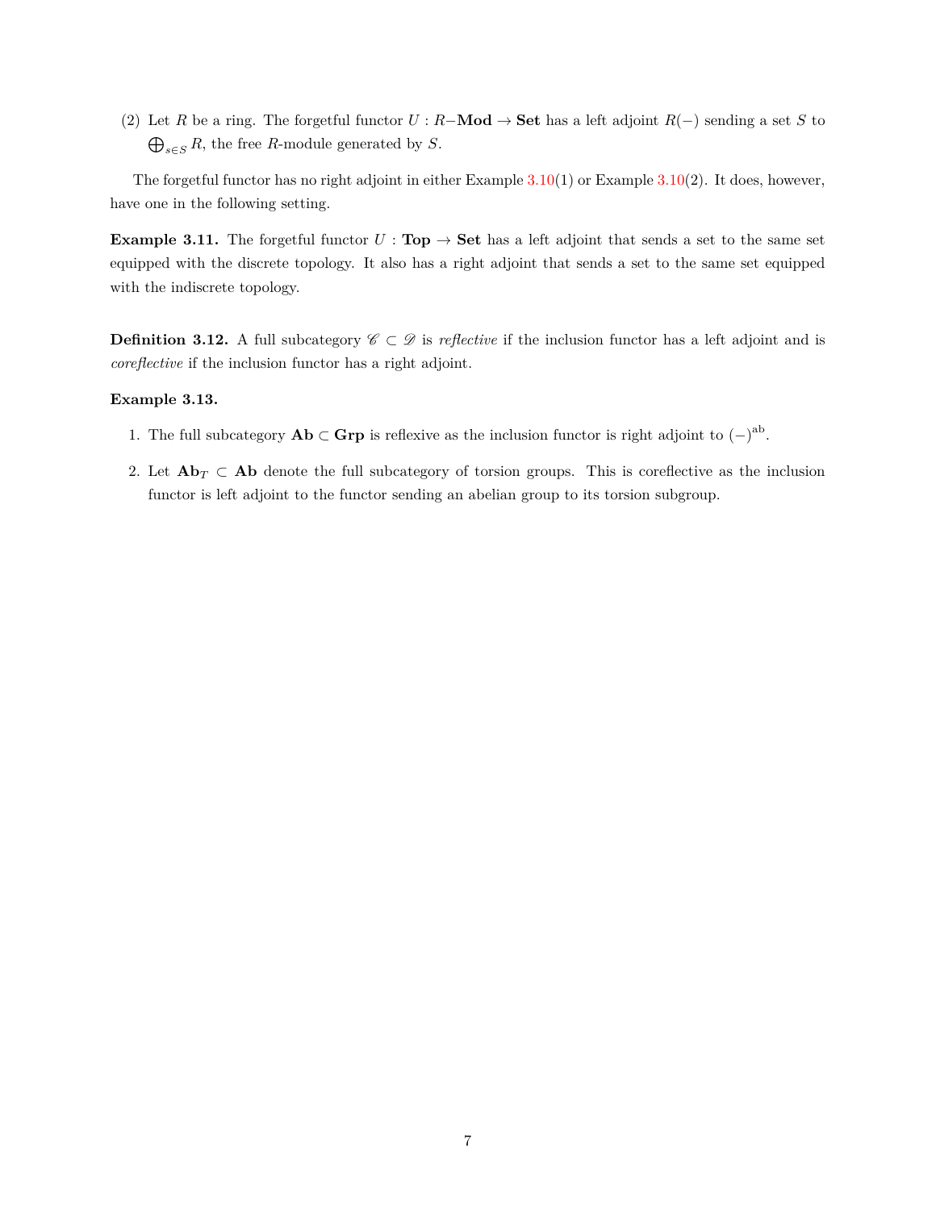(2) Let $R$ be a ring. The forgetful functor $U : R{-}\mathbf{Mod} \to \mathbf{Set}$ has a left adjoint $R(-)$ sending a set $S$ to $\bigoplus_{s \in S} R$, the free $R$-module generated by $S$.

The forgetful functor has no right adjoint in either Example 3.10(1) or Example 3.10(2). It does, however, have one in the following setting.

**Example 3.11.** The forgetful functor $U : \mathbf{Top} \to \mathbf{Set}$ has a left adjoint that sends a set to the same set equipped with the discrete topology. It also has a right adjoint that sends a set to the same set equipped with the indiscrete topology.

**Definition 3.12.** A full subcategory $\mathscr{C} \subset \mathscr{D}$ is *reflective* if the inclusion functor has a left adjoint and is *coreflective* if the inclusion functor has a right adjoint.

**Example 3.13.**

1. The full subcategory $\mathbf{Ab} \subset \mathbf{Grp}$ is reflexive as the inclusion functor is right adjoint to $(-)^{\mathrm{ab}}$.

2. Let $\mathbf{Ab}_T \subset \mathbf{Ab}$ denote the full subcategory of torsion groups. This is coreflective as the inclusion functor is left adjoint to the functor sending an abelian group to its torsion subgroup.